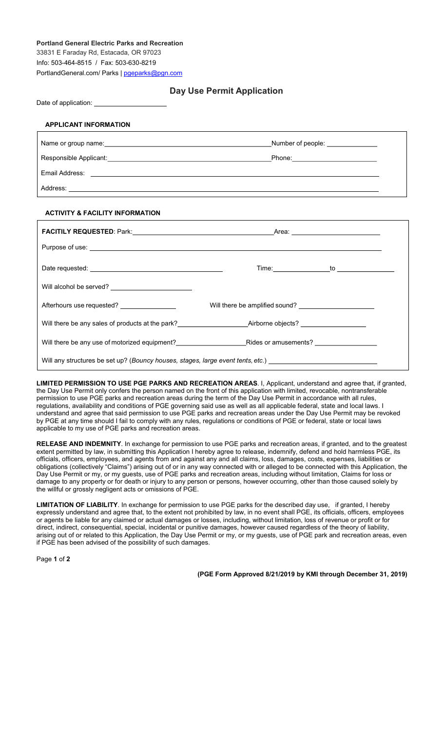**Portland General Electric Parks and Recreation**
33831 E Faraday Rd, Estacada, OR 97023
Info: 503-464-8515 / Fax: 503-630-8219
PortlandGeneral.com/ Parks | pgeparks@pgn.com

## Day Use Permit Application

Date of application: ____________________

### APPLICANT INFORMATION

Name or group name: ______________________________________________ Number of people: ______________

Responsible Applicant: ____________________________________________ Phone: ______________________

Email Address: ____________________________________________________________________________

Address: _________________________________________________________________________________

### ACTIVITY & FACILITY INFORMATION

**FACITILY REQUESTED**: Park: ______________________________________ Area: ________________________

Purpose of use: ___________________________________________________________________________

Date requested: ____________________________________ Time: ________________ to ________________

Will alcohol be served? ______________________

Afterhours use requested? ________________ Will there be amplified sound? ____________________

Will there be any sales of products at the park? ____________________ Airborne objects? __________________

Will there be any use of motorized equipment? ___________________ Rides or amusements? _________________

Will any structures be set up? (*Bouncy houses, stages, large event tents, etc.*) _____________________________

**LIMITED PERMISSION TO USE PGE PARKS AND RECREATION AREAS**. I, Applicant, understand and agree that, if granted, the Day Use Permit only confers the person named on the front of this application with limited, revocable, nontransferable permission to use PGE parks and recreation areas during the term of the Day Use Permit in accordance with all rules, regulations, availability and conditions of PGE governing said use as well as all applicable federal, state and local laws. I understand and agree that said permission to use PGE parks and recreation areas under the Day Use Permit may be revoked by PGE at any time should I fail to comply with any rules, regulations or conditions of PGE or federal, state or local laws applicable to my use of PGE parks and recreation areas.

**RELEASE AND INDEMNITY**. In exchange for permission to use PGE parks and recreation areas, if granted, and to the greatest extent permitted by law, in submitting this Application I hereby agree to release, indemnify, defend and hold harmless PGE, its officials, officers, employees, and agents from and against any and all claims, loss, damages, costs, expenses, liabilities or obligations (collectively "Claims") arising out of or in any way connected with or alleged to be connected with this Application, the Day Use Permit or my, or my guests, use of PGE parks and recreation areas, including without limitation, Claims for loss or damage to any property or for death or injury to any person or persons, however occurring, other than those caused solely by the willful or grossly negligent acts or omissions of PGE.

**LIMITATION OF LIABILITY**. In exchange for permission to use PGE parks for the described day use, if granted, I hereby expressly understand and agree that, to the extent not prohibited by law, in no event shall PGE, its officials, officers, employees or agents be liable for any claimed or actual damages or losses, including, without limitation, loss of revenue or profit or for direct, indirect, consequential, special, incidental or punitive damages, however caused regardless of the theory of liability, arising out of or related to this Application, the Day Use Permit or my, or my guests, use of PGE park and recreation areas, even if PGE has been advised of the possibility of such damages.

**(PGE Form Approved 8/21/2019 by KMI through December 31, 2019)**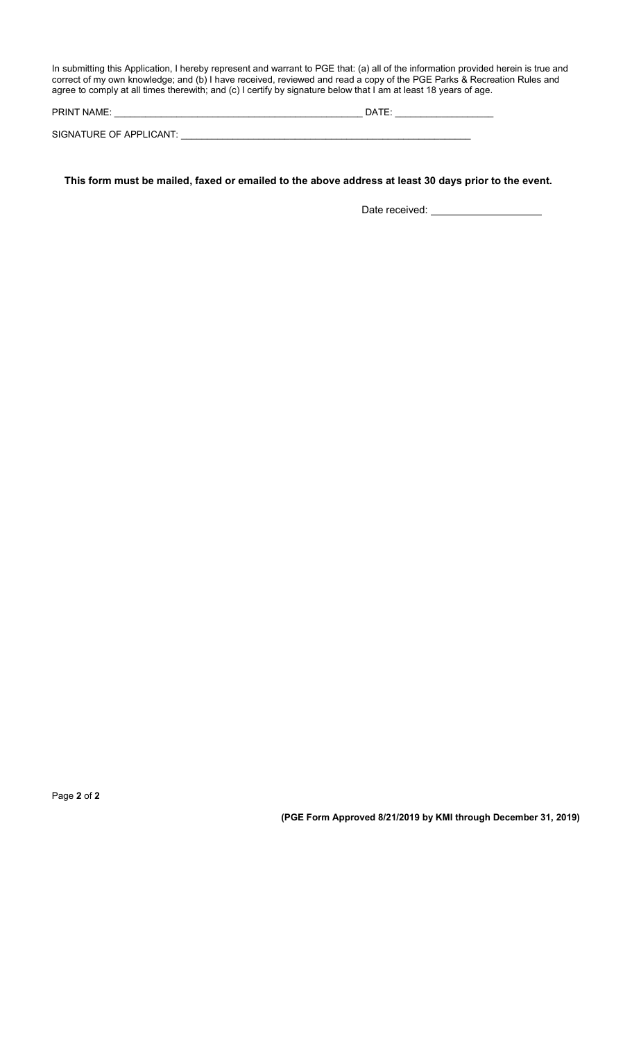In submitting this Application, I hereby represent and warrant to PGE that: (a) all of the information provided herein is true and correct of my own knowledge; and (b) I have received, reviewed and read a copy of the PGE Parks & Recreation Rules and agree to comply at all times therewith; and (c) I certify by signature below that I am at least 18 years of age.

PRINT NAME: ______________________________________________ DATE: __________________

SIGNATURE OF APPLICANT: _______________________________________________________

**This form must be mailed, faxed or emailed to the above address at least 30 days prior to the event.**

Date received: ____________________

**(PGE Form Approved 8/21/2019 by KMI through December 31, 2019)**